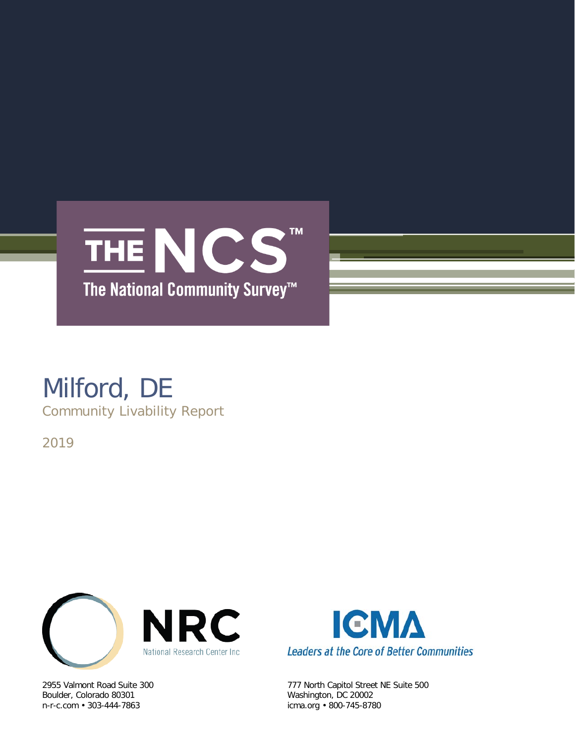# THE NCS™

The National Community Survey™

# Milford, DE

## Community Livability Report

2019

NRC

National Research Center Inc

2955 Valmont Road Suite 300
Boulder, Colorado 80301
n-r-c.com • 303-444-7863

ICMA

*Leaders at the Core of Better Communities*

777 North Capitol Street NE Suite 500
Washington, DC 20002
icma.org • 800-745-8780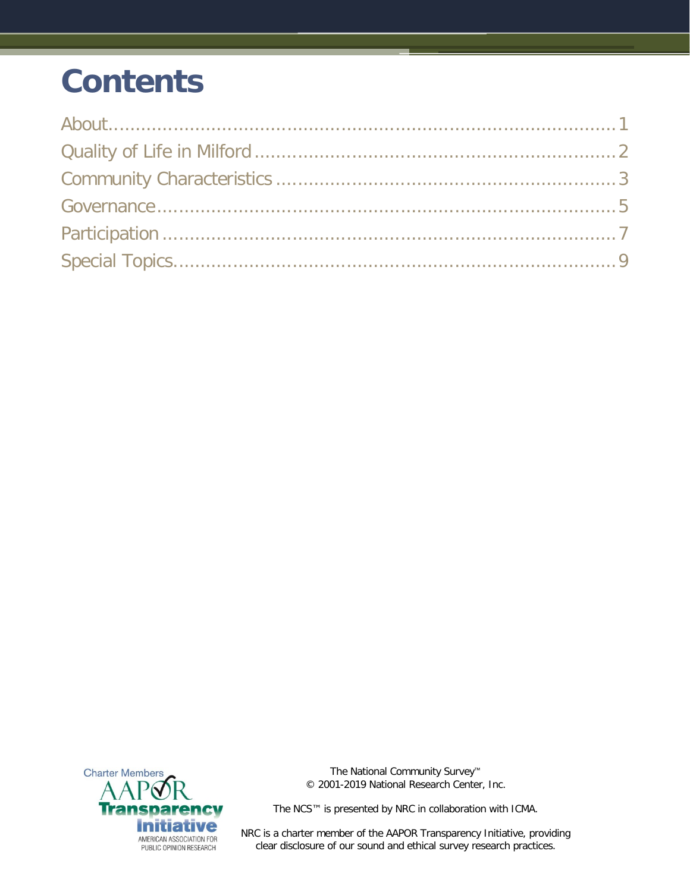# Contents

About....................................................................................1
Quality of Life in Milford..................................................2
Community Characteristics...............................................3
Governance..........................................................................5
Participation.......................................................................7
Special Topics......................................................................9

Charter Members AAPOR Transparency Initiative AMERICAN ASSOCIATION FOR PUBLIC OPINION RESEARCH

The National Community Survey™
© 2001-2019 National Research Center, Inc.

The NCS™ is presented by NRC in collaboration with ICMA.

NRC is a charter member of the AAPOR Transparency Initiative, providing clear disclosure of our sound and ethical survey research practices.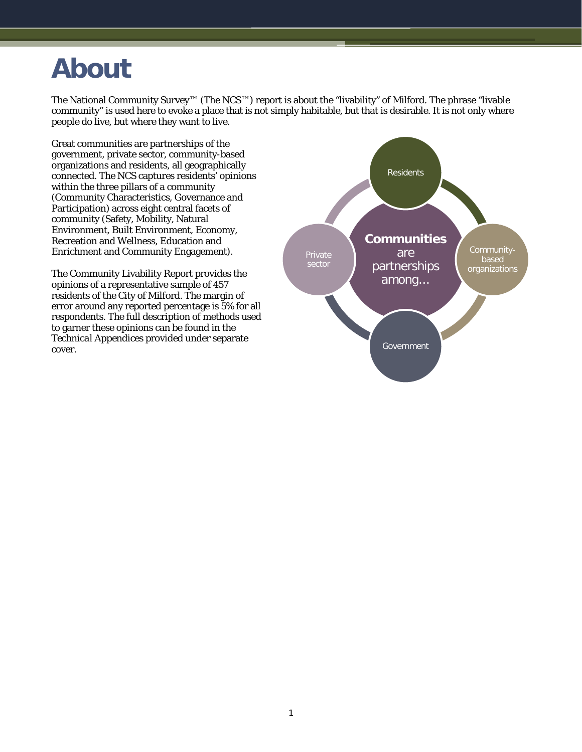# About

The National Community Survey™ (The NCS™) report is about the "livability" of Milford. The phrase "livable community" is used here to evoke a place that is not simply habitable, but that is desirable. It is not only where people do live, but where they want to live.

Great communities are partnerships of the government, private sector, community-based organizations and residents, all geographically connected. The NCS captures residents' opinions within the three pillars of a community (Community Characteristics, Governance and Participation) across eight central facets of community (Safety, Mobility, Natural Environment, Built Environment, Economy, Recreation and Wellness, Education and Enrichment and Community Engagement).

The Community Livability Report provides the opinions of a representative sample of 457 residents of the City of Milford. The margin of error around any reported percentage is 5% for all respondents. The full description of methods used to garner these opinions can be found in the Technical Appendices provided under separate cover.

**Communities** are partnerships among…

- Residents
- Community-based organizations
- Government
- Private sector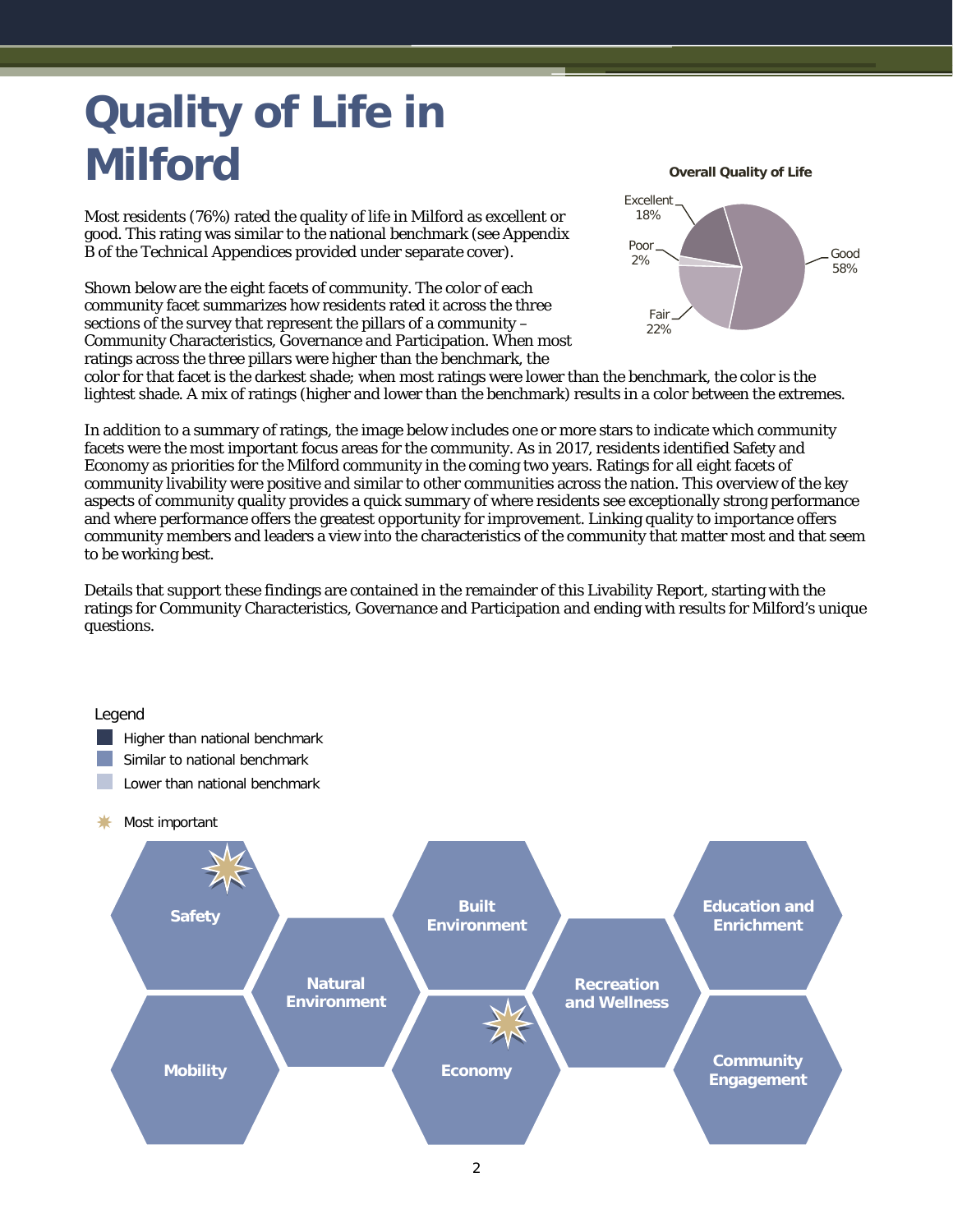# Quality of Life in Milford

Most residents (76%) rated the quality of life in Milford as excellent or good. This rating was similar to the national benchmark (see Appendix B of the Technical Appendices provided under separate cover).

**Overall Quality of Life**

| Rating | Percent |
|---|---|
| Excellent | 18% |
| Good | 58% |
| Fair | 22% |
| Poor | 2% |

Shown below are the eight facets of community. The color of each community facet summarizes how residents rated it across the three sections of the survey that represent the pillars of a community – Community Characteristics, Governance and Participation. When most ratings across the three pillars were higher than the benchmark, the color for that facet is the darkest shade; when most ratings were lower than the benchmark, the color is the lightest shade. A mix of ratings (higher and lower than the benchmark) results in a color between the extremes.

In addition to a summary of ratings, the image below includes one or more stars to indicate which community facets were the most important focus areas for the community. As in 2017, residents identified Safety and Economy as priorities for the Milford community in the coming two years. Ratings for all eight facets of community livability were positive and similar to other communities across the nation. This overview of the key aspects of community quality provides a quick summary of where residents see exceptionally strong performance and where performance offers the greatest opportunity for improvement. Linking quality to importance offers community members and leaders a view into the characteristics of the community that matter most and that seem to be working best.

Details that support these findings are contained in the remainder of this Livability Report, starting with the ratings for Community Characteristics, Governance and Participation and ending with results for Milford's unique questions.

Legend
- Higher than national benchmark
- Similar to national benchmark
- Lower than national benchmark
- Most important

| Facet | Rating | Most important |
|---|---|---|
| Safety | Similar to national benchmark | ✓ |
| Mobility | Similar to national benchmark | |
| Natural Environment | Similar to national benchmark | |
| Built Environment | Similar to national benchmark | |
| Economy | Similar to national benchmark | ✓ |
| Recreation and Wellness | Similar to national benchmark | |
| Education and Enrichment | Similar to national benchmark | |
| Community Engagement | Similar to national benchmark | |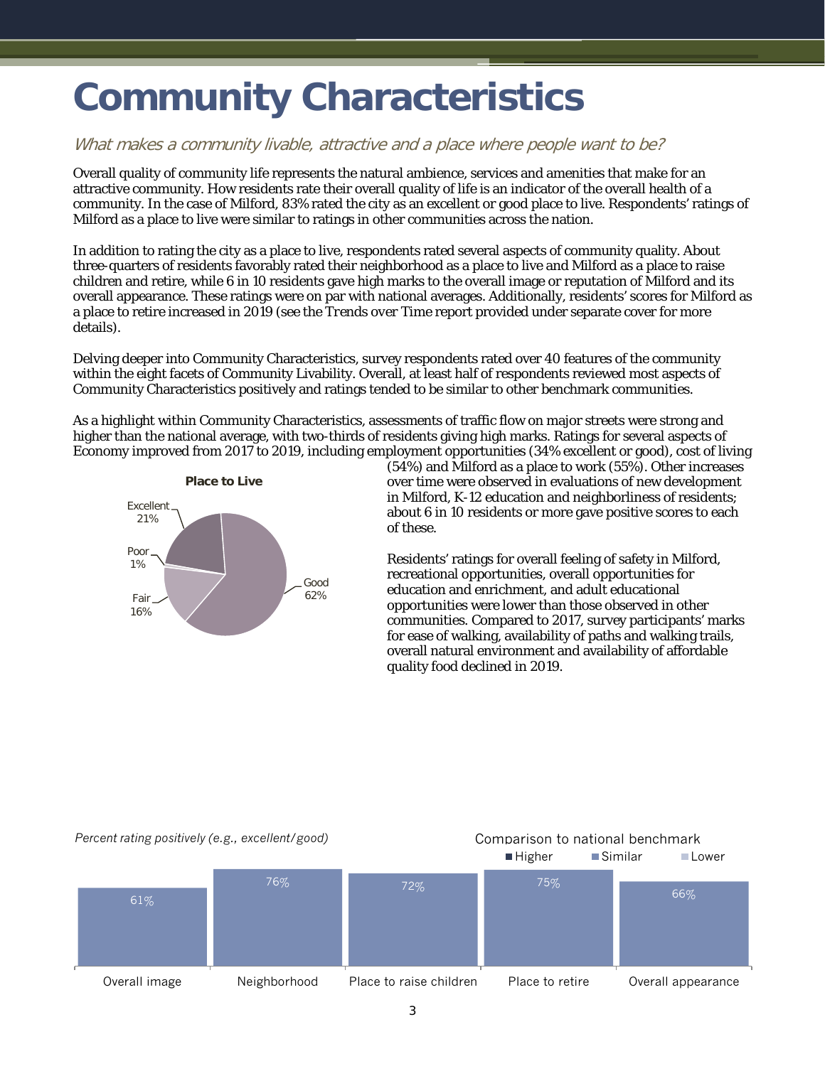# Community Characteristics

*What makes a community livable, attractive and a place where people want to be?*

Overall quality of community life represents the natural ambience, services and amenities that make for an attractive community. How residents rate their overall quality of life is an indicator of the overall health of a community. In the case of Milford, 83% rated the city as an excellent or good place to live. Respondents' ratings of Milford as a place to live were similar to ratings in other communities across the nation.

In addition to rating the city as a place to live, respondents rated several aspects of community quality. About three-quarters of residents favorably rated their neighborhood as a place to live and Milford as a place to raise children and retire, while 6 in 10 residents gave high marks to the overall image or reputation of Milford and its overall appearance. These ratings were on par with national averages. Additionally, residents' scores for Milford as a place to retire increased in 2019 (see the Trends over Time report provided under separate cover for more details).

Delving deeper into Community Characteristics, survey respondents rated over 40 features of the community within the eight facets of Community Livability. Overall, at least half of respondents reviewed most aspects of Community Characteristics positively and ratings tended to be similar to other benchmark communities.

As a highlight within Community Characteristics, assessments of traffic flow on major streets were strong and higher than the national average, with two-thirds of residents giving high marks. Ratings for several aspects of Economy improved from 2017 to 2019, including employment opportunities (34% excellent or good), cost of living (54%) and Milford as a place to work (55%). Other increases over time were observed in evaluations of new development in Milford, K-12 education and neighborliness of residents; about 6 in 10 residents or more gave positive scores to each of these.

Residents' ratings for overall feeling of safety in Milford, recreational opportunities, overall opportunities for education and enrichment, and adult educational opportunities were lower than those observed in other communities. Compared to 2017, survey participants' marks for ease of walking, availability of paths and walking trails, overall natural environment and availability of affordable quality food declined in 2019.

**Place to Live**

| Rating | Percent |
|---|---|
| Excellent | 21% |
| Good | 62% |
| Fair | 16% |
| Poor | 1% |

*Percent rating positively (e.g., excellent/good)*

Comparison to national benchmark: Higher / Similar / Lower

| | Overall image | Neighborhood | Place to raise children | Place to retire | Overall appearance |
|---|---|---|---|---|---|
| Percent positive | 61% | 76% | 72% | 75% | 66% |
| Comparison | Similar | Similar | Similar | Similar | Similar |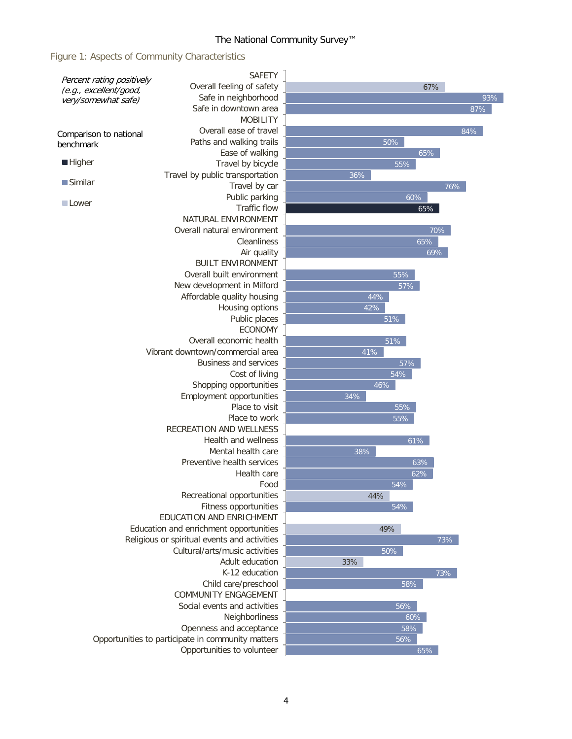## Figure 1: Aspects of Community Characteristics

*Percent rating positively (e.g., excellent/good, very/somewhat safe)*

Comparison to national benchmark: Higher / Similar / Lower

| Category / Item | Percent | Comparison to national benchmark |
|---|---|---|
| **SAFETY** | | |
| Overall feeling of safety | 67% | Lower |
| Safe in neighborhood | 93% | Similar |
| Safe in downtown area | 87% | Similar |
| **MOBILITY** | | |
| Overall ease of travel | 84% | Similar |
| Paths and walking trails | 50% | Similar |
| Ease of walking | 65% | Similar |
| Travel by bicycle | 55% | Similar |
| Travel by public transportation | 36% | Similar |
| Travel by car | 76% | Similar |
| Public parking | 60% | Similar |
| Traffic flow | 65% | Higher |
| **NATURAL ENVIRONMENT** | | |
| Overall natural environment | 70% | Similar |
| Cleanliness | 65% | Similar |
| Air quality | 69% | Similar |
| **BUILT ENVIRONMENT** | | |
| Overall built environment | 55% | Similar |
| New development in Milford | 57% | Similar |
| Affordable quality housing | 44% | Similar |
| Housing options | 42% | Similar |
| Public places | 51% | Similar |
| **ECONOMY** | | |
| Overall economic health | 51% | Similar |
| Vibrant downtown/commercial area | 41% | Similar |
| Business and services | 57% | Similar |
| Cost of living | 54% | Similar |
| Shopping opportunities | 46% | Similar |
| Employment opportunities | 34% | Similar |
| Place to visit | 55% | Similar |
| Place to work | 55% | Similar |
| **RECREATION AND WELLNESS** | | |
| Health and wellness | 61% | Similar |
| Mental health care | 38% | Similar |
| Preventive health services | 63% | Similar |
| Health care | 62% | Similar |
| Food | 54% | Similar |
| Recreational opportunities | 44% | Lower |
| Fitness opportunities | 54% | Similar |
| **EDUCATION AND ENRICHMENT** | | |
| Education and enrichment opportunities | 49% | Lower |
| Religious or spiritual events and activities | 73% | Similar |
| Cultural/arts/music activities | 50% | Similar |
| Adult education | 33% | Lower |
| K-12 education | 73% | Similar |
| Child care/preschool | 58% | Similar |
| **COMMUNITY ENGAGEMENT** | | |
| Social events and activities | 56% | Similar |
| Neighborliness | 60% | Similar |
| Openness and acceptance | 58% | Similar |
| Opportunities to participate in community matters | 56% | Similar |
| Opportunities to volunteer | 65% | Similar |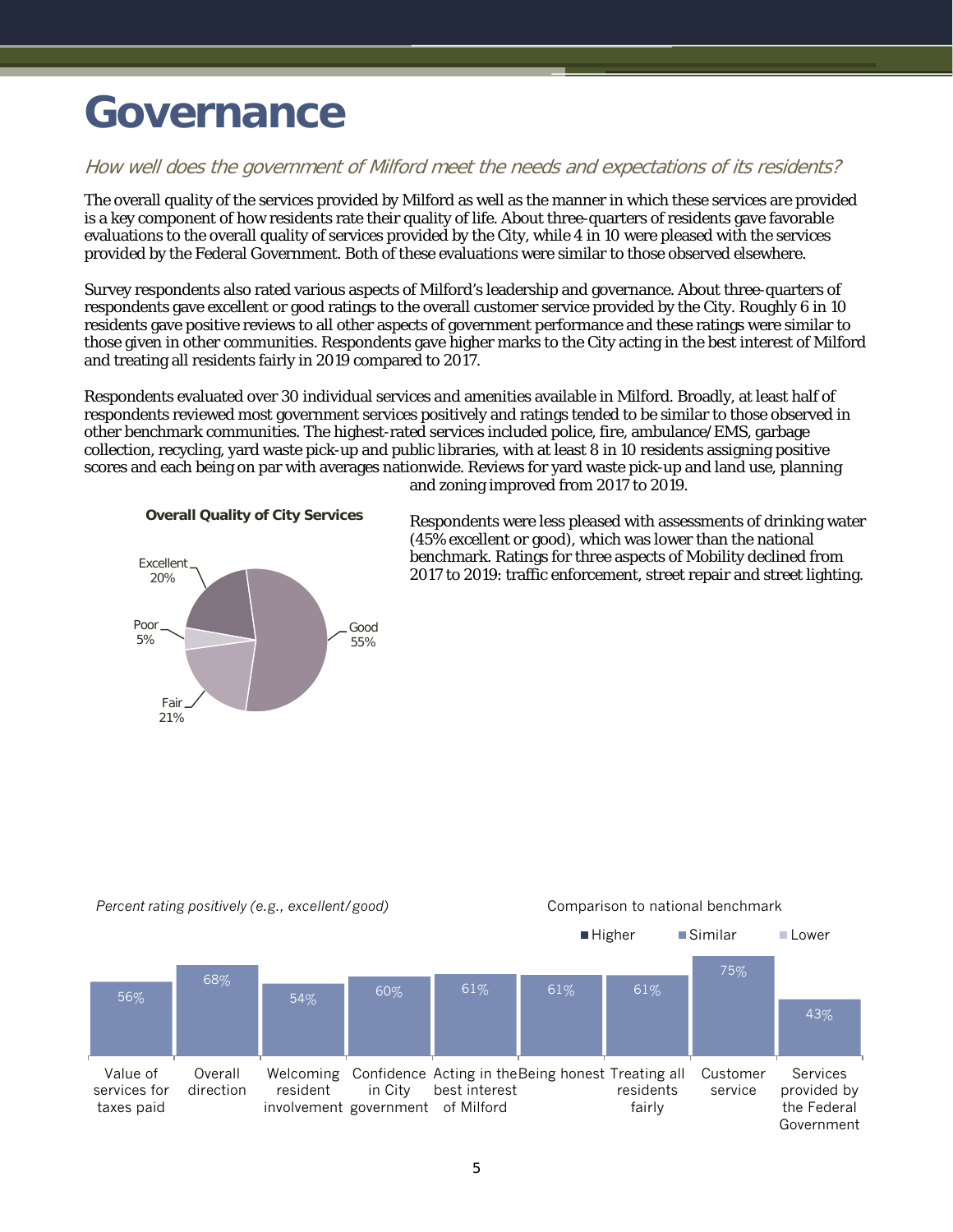# Governance

*How well does the government of Milford meet the needs and expectations of its residents?*

The overall quality of the services provided by Milford as well as the manner in which these services are provided is a key component of how residents rate their quality of life. About three-quarters of residents gave favorable evaluations to the overall quality of services provided by the City, while 4 in 10 were pleased with the services provided by the Federal Government. Both of these evaluations were similar to those observed elsewhere.

Survey respondents also rated various aspects of Milford's leadership and governance. About three-quarters of respondents gave excellent or good ratings to the overall customer service provided by the City. Roughly 6 in 10 residents gave positive reviews to all other aspects of government performance and these ratings were similar to those given in other communities. Respondents gave higher marks to the City acting in the best interest of Milford and treating all residents fairly in 2019 compared to 2017.

Respondents evaluated over 30 individual services and amenities available in Milford. Broadly, at least half of respondents reviewed most government services positively and ratings tended to be similar to those observed in other benchmark communities. The highest-rated services included police, fire, ambulance/EMS, garbage collection, recycling, yard waste pick-up and public libraries, with at least 8 in 10 residents assigning positive scores and each being on par with averages nationwide. Reviews for yard waste pick-up and land use, planning and zoning improved from 2017 to 2019.

Respondents were less pleased with assessments of drinking water (45% excellent or good), which was lower than the national benchmark. Ratings for three aspects of Mobility declined from 2017 to 2019: traffic enforcement, street repair and street lighting.

**Overall Quality of City Services**

| Rating | Percent |
|---|---|
| Excellent | 20% |
| Good | 55% |
| Fair | 21% |
| Poor | 5% |

*Percent rating positively (e.g., excellent/good)*

Comparison to national benchmark: Higher / Similar / Lower

| Aspect | Percent | Comparison |
|---|---|---|
| Value of services for taxes paid | 56% | Similar |
| Overall direction | 68% | Similar |
| Welcoming resident involvement | 54% | Similar |
| Confidence in City government | 60% | Similar |
| Acting in the best interest of Milford | 61% | Similar |
| Being honest | 61% | Similar |
| Treating all residents fairly | 61% | Similar |
| Customer service | 75% | Similar |
| Services provided by the Federal Government | 43% | Similar |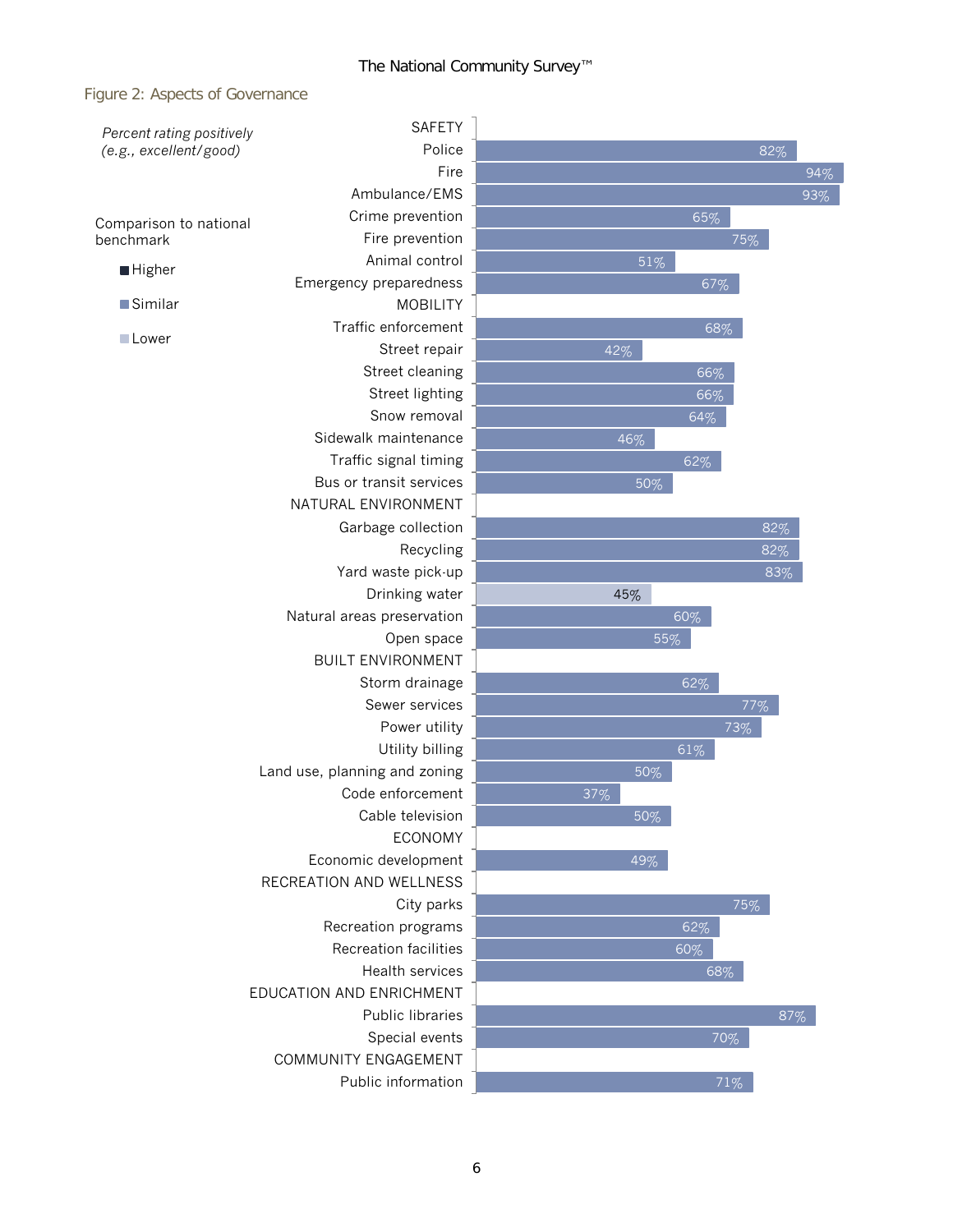Figure 2: Aspects of Governance

*Percent rating positively (e.g., excellent/good)*

Comparison to national benchmark

- Higher
- Similar
- Lower

| Category | Percent | Comparison |
|---|---|---|
| **SAFETY** | | |
| Police | 82% | Similar |
| Fire | 94% | Similar |
| Ambulance/EMS | 93% | Similar |
| Crime prevention | 65% | Similar |
| Fire prevention | 75% | Similar |
| Animal control | 51% | Similar |
| Emergency preparedness | 67% | Similar |
| **MOBILITY** | | |
| Traffic enforcement | 68% | Similar |
| Street repair | 42% | Similar |
| Street cleaning | 66% | Similar |
| Street lighting | 66% | Similar |
| Snow removal | 64% | Similar |
| Sidewalk maintenance | 46% | Similar |
| Traffic signal timing | 62% | Similar |
| Bus or transit services | 50% | Similar |
| **NATURAL ENVIRONMENT** | | |
| Garbage collection | 82% | Similar |
| Recycling | 82% | Similar |
| Yard waste pick-up | 83% | Similar |
| Drinking water | 45% | Lower |
| Natural areas preservation | 60% | Similar |
| Open space | 55% | Similar |
| **BUILT ENVIRONMENT** | | |
| Storm drainage | 62% | Similar |
| Sewer services | 77% | Similar |
| Power utility | 73% | Similar |
| Utility billing | 61% | Similar |
| Land use, planning and zoning | 50% | Similar |
| Code enforcement | 37% | Similar |
| Cable television | 50% | Similar |
| **ECONOMY** | | |
| Economic development | 49% | Similar |
| **RECREATION AND WELLNESS** | | |
| City parks | 75% | Similar |
| Recreation programs | 62% | Similar |
| Recreation facilities | 60% | Similar |
| Health services | 68% | Similar |
| **EDUCATION AND ENRICHMENT** | | |
| Public libraries | 87% | Similar |
| Special events | 70% | Similar |
| **COMMUNITY ENGAGEMENT** | | |
| Public information | 71% | Similar |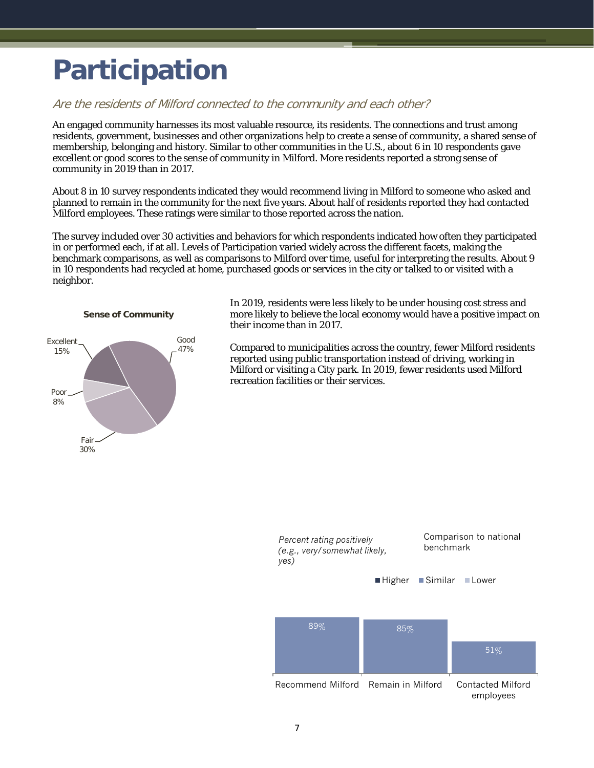# Participation

*Are the residents of Milford connected to the community and each other?*

An engaged community harnesses its most valuable resource, its residents. The connections and trust among residents, government, businesses and other organizations help to create a sense of community, a shared sense of membership, belonging and history. Similar to other communities in the U.S., about 6 in 10 respondents gave excellent or good scores to the sense of community in Milford. More residents reported a strong sense of community in 2019 than in 2017.

About 8 in 10 survey respondents indicated they would recommend living in Milford to someone who asked and planned to remain in the community for the next five years. About half of residents reported they had contacted Milford employees. These ratings were similar to those reported across the nation.

The survey included over 30 activities and behaviors for which respondents indicated how often they participated in or performed each, if at all. Levels of Participation varied widely across the different facets, making the benchmark comparisons, as well as comparisons to Milford over time, useful for interpreting the results. About 9 in 10 respondents had recycled at home, purchased goods or services in the city or talked to or visited with a neighbor.

**Sense of Community**

| Rating | Percent |
|---|---|
| Excellent | 15% |
| Good | 47% |
| Fair | 30% |
| Poor | 8% |

In 2019, residents were less likely to be under housing cost stress and more likely to believe the local economy would have a positive impact on their income than in 2017.

Compared to municipalities across the country, fewer Milford residents reported using public transportation instead of driving, working in Milford or visiting a City park. In 2019, fewer residents used Milford recreation facilities or their services.

*Percent rating positively (e.g., very/somewhat likely, yes)*

Comparison to national benchmark: Higher / Similar / Lower

| Item | Percent | Comparison to national benchmark |
|---|---|---|
| Recommend Milford | 89% | Similar |
| Remain in Milford | 85% | Similar |
| Contacted Milford employees | 51% | Similar |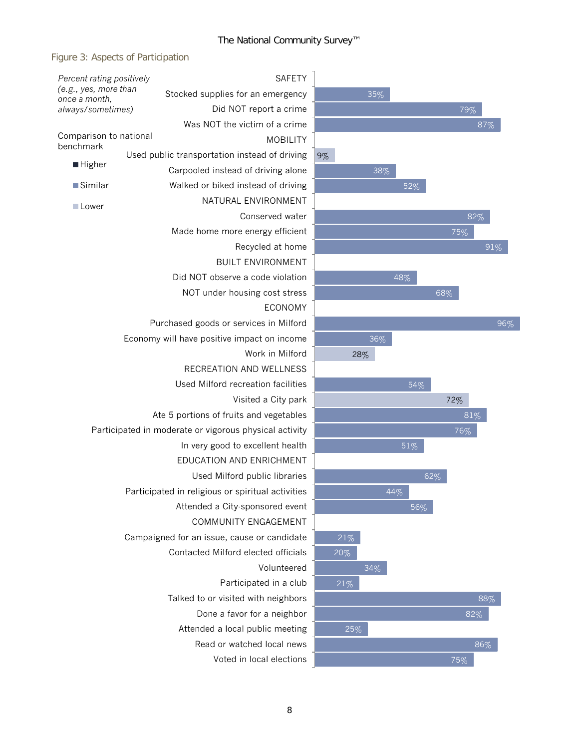Figure 3: Aspects of Participation

*Percent rating positively (e.g., yes, more than once a month, always/sometimes)*

Comparison to national benchmark: Higher / Similar / Lower

| Category / Item | Percent | Comparison to national benchmark |
|---|---|---|
| **SAFETY** | | |
| Stocked supplies for an emergency | 35% | Similar |
| Did NOT report a crime | 79% | Similar |
| Was NOT the victim of a crime | 87% | Similar |
| **MOBILITY** | | |
| Used public transportation instead of driving | 9% | Lower |
| Carpooled instead of driving alone | 38% | Similar |
| Walked or biked instead of driving | 52% | Similar |
| **NATURAL ENVIRONMENT** | | |
| Conserved water | 82% | Similar |
| Made home more energy efficient | 75% | Similar |
| Recycled at home | 91% | Similar |
| **BUILT ENVIRONMENT** | | |
| Did NOT observe a code violation | 48% | Similar |
| NOT under housing cost stress | 68% | Similar |
| **ECONOMY** | | |
| Purchased goods or services in Milford | 96% | Similar |
| Economy will have positive impact on income | 36% | Similar |
| Work in Milford | 28% | Lower |
| **RECREATION AND WELLNESS** | | |
| Used Milford recreation facilities | 54% | Similar |
| Visited a City park | 72% | Lower |
| Ate 5 portions of fruits and vegetables | 81% | Similar |
| Participated in moderate or vigorous physical activity | 76% | Similar |
| In very good to excellent health | 51% | Similar |
| **EDUCATION AND ENRICHMENT** | | |
| Used Milford public libraries | 62% | Similar |
| Participated in religious or spiritual activities | 44% | Similar |
| Attended a City-sponsored event | 56% | Similar |
| **COMMUNITY ENGAGEMENT** | | |
| Campaigned for an issue, cause or candidate | 21% | Similar |
| Contacted Milford elected officials | 20% | Similar |
| Volunteered | 34% | Similar |
| Participated in a club | 21% | Similar |
| Talked to or visited with neighbors | 88% | Similar |
| Done a favor for a neighbor | 82% | Similar |
| Attended a local public meeting | 25% | Similar |
| Read or watched local news | 86% | Similar |
| Voted in local elections | 75% | Similar |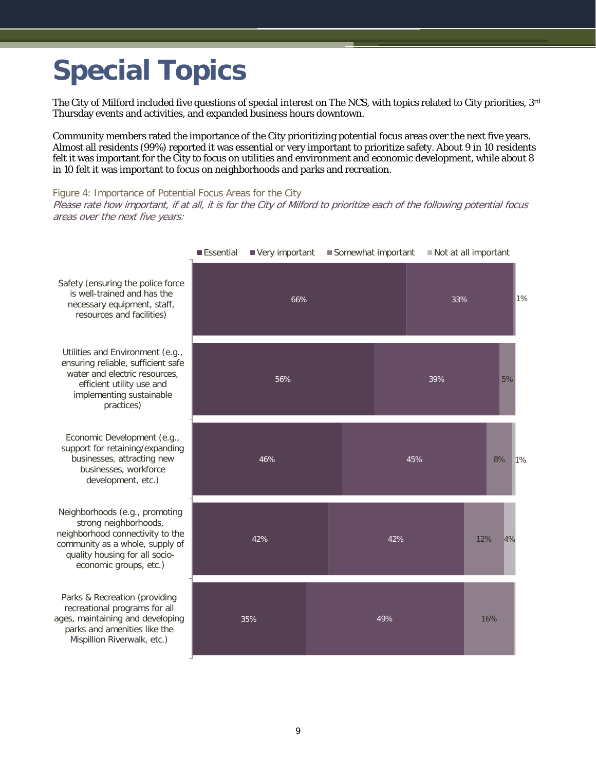# Special Topics

The City of Milford included five questions of special interest on The NCS, with topics related to City priorities, 3rd Thursday events and activities, and expanded business hours downtown.

Community members rated the importance of the City prioritizing potential focus areas over the next five years. Almost all residents (99%) reported it was essential or very important to prioritize safety. About 9 in 10 residents felt it was important for the City to focus on utilities and environment and economic development, while about 8 in 10 felt it was important to focus on neighborhoods and parks and recreation.

Figure 4: Importance of Potential Focus Areas for the City

*Please rate how important, if at all, it is for the City of Milford to prioritize each of the following potential focus areas over the next five years:*

| Focus area | Essential | Very important | Somewhat important | Not at all important |
|---|---|---|---|---|
| Safety (ensuring the police force is well-trained and has the necessary equipment, staff, resources and facilities) | 66% | 33% | 1% | |
| Utilities and Environment (e.g., ensuring reliable, sufficient safe water and electric resources, efficient utility use and implementing sustainable practices) | 56% | 39% | 5% | |
| Economic Development (e.g., support for retaining/expanding businesses, attracting new businesses, workforce development, etc.) | 46% | 45% | 8% | 1% |
| Neighborhoods (e.g., promoting strong neighborhoods, neighborhood connectivity to the community as a whole, supply of quality housing for all socio-economic groups, etc.) | 42% | 42% | 12% | 4% |
| Parks & Recreation (providing recreational programs for all ages, maintaining and developing parks and amenities like the Mispillion Riverwalk, etc.) | 35% | 49% | 16% | |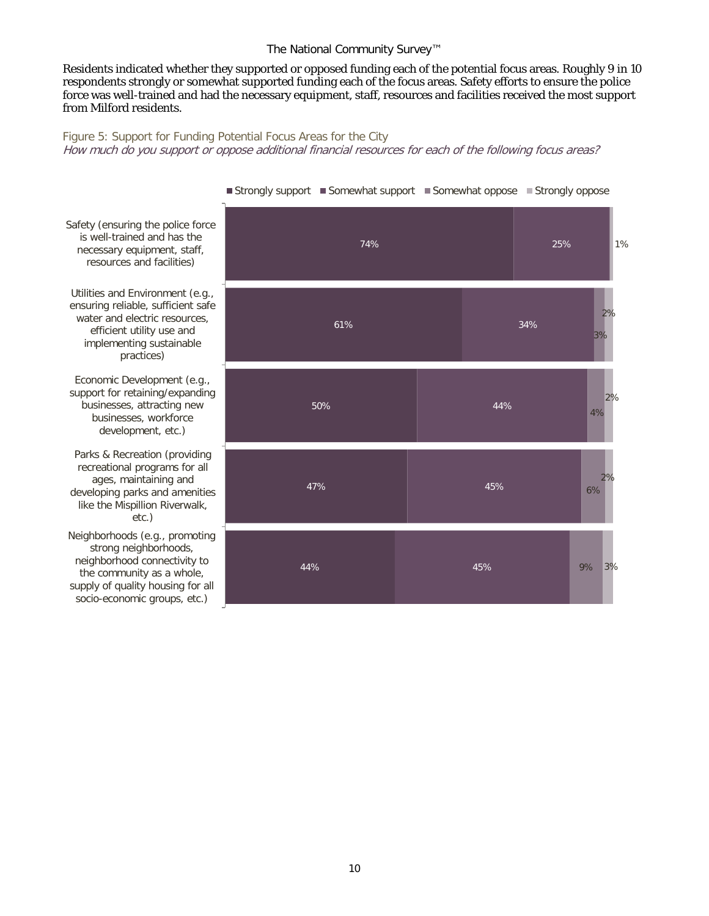Residents indicated whether they supported or opposed funding each of the potential focus areas. Roughly 9 in 10 respondents strongly or somewhat supported funding each of the focus areas. Safety efforts to ensure the police force was well-trained and had the necessary equipment, staff, resources and facilities received the most support from Milford residents.

Figure 5: Support for Funding Potential Focus Areas for the City

*How much do you support or oppose additional financial resources for each of the following focus areas?*

| Focus area | Strongly support | Somewhat support | Somewhat oppose | Strongly oppose |
|---|---|---|---|---|
| Safety (ensuring the police force is well-trained and has the necessary equipment, staff, resources and facilities) | 74% | 25% | 1% | |
| Utilities and Environment (e.g., ensuring reliable, sufficient safe water and electric resources, efficient utility use and implementing sustainable practices) | 61% | 34% | 3% | 2% |
| Economic Development (e.g., support for retaining/expanding businesses, attracting new businesses, workforce development, etc.) | 50% | 44% | 4% | 2% |
| Parks & Recreation (providing recreational programs for all ages, maintaining and developing parks and amenities like the Mispillion Riverwalk, etc.) | 47% | 45% | 6% | 2% |
| Neighborhoods (e.g., promoting strong neighborhoods, neighborhood connectivity to the community as a whole, supply of quality housing for all socio-economic groups, etc.) | 44% | 45% | 9% | 3% |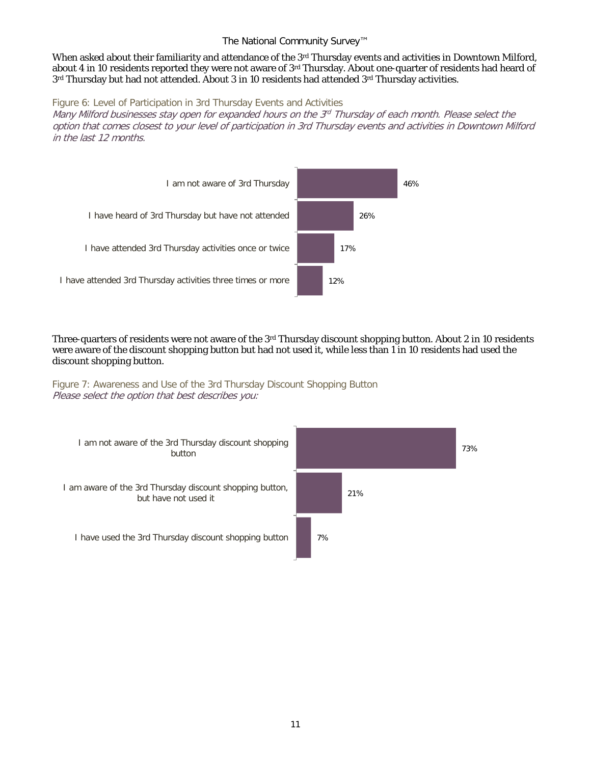When asked about their familiarity and attendance of the 3rd Thursday events and activities in Downtown Milford, about 4 in 10 residents reported they were not aware of 3rd Thursday. About one-quarter of residents had heard of 3rd Thursday but had not attended. About 3 in 10 residents had attended 3rd Thursday activities.

Figure 6: Level of Participation in 3rd Thursday Events and Activities

*Many Milford businesses stay open for expanded hours on the 3rd Thursday of each month. Please select the option that comes closest to your level of participation in 3rd Thursday events and activities in Downtown Milford in the last 12 months.*

| Response | Percent |
|---|---|
| I am not aware of 3rd Thursday | 46% |
| I have heard of 3rd Thursday but have not attended | 26% |
| I have attended 3rd Thursday activities once or twice | 17% |
| I have attended 3rd Thursday activities three times or more | 12% |

Three-quarters of residents were not aware of the 3rd Thursday discount shopping button. About 2 in 10 residents were aware of the discount shopping button but had not used it, while less than 1 in 10 residents had used the discount shopping button.

Figure 7: Awareness and Use of the 3rd Thursday Discount Shopping Button

*Please select the option that best describes you:*

| Response | Percent |
|---|---|
| I am not aware of the 3rd Thursday discount shopping button | 73% |
| I am aware of the 3rd Thursday discount shopping button, but have not used it | 21% |
| I have used the 3rd Thursday discount shopping button | 7% |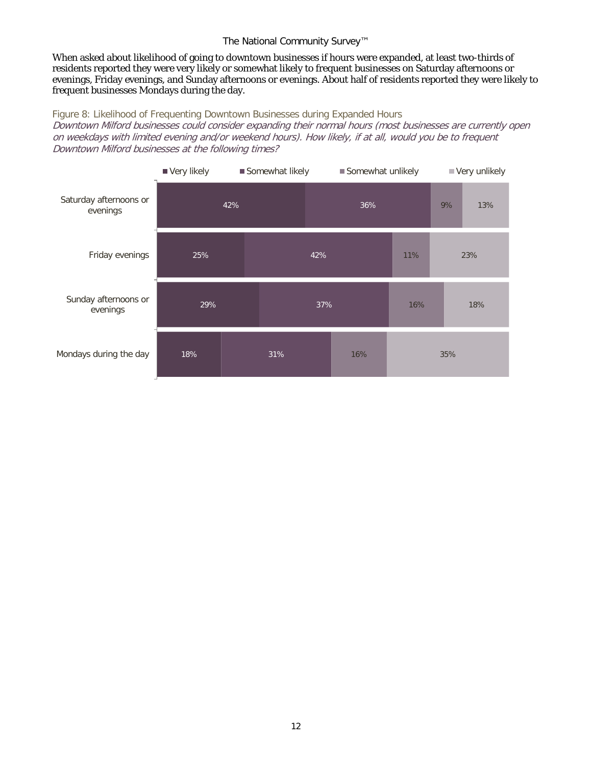When asked about likelihood of going to downtown businesses if hours were expanded, at least two-thirds of residents reported they were very likely or somewhat likely to frequent businesses on Saturday afternoons or evenings, Friday evenings, and Sunday afternoons or evenings. About half of residents reported they were likely to frequent businesses Mondays during the day.

Figure 8: Likelihood of Frequenting Downtown Businesses during Expanded Hours

*Downtown Milford businesses could consider expanding their normal hours (most businesses are currently open on weekdays with limited evening and/or weekend hours). How likely, if at all, would you be to frequent Downtown Milford businesses at the following times?*

| | Very likely | Somewhat likely | Somewhat unlikely | Very unlikely |
|---|---|---|---|---|
| Saturday afternoons or evenings | 42% | 36% | 9% | 13% |
| Friday evenings | 25% | 42% | 11% | 23% |
| Sunday afternoons or evenings | 29% | 37% | 16% | 18% |
| Mondays during the day | 18% | 31% | 16% | 35% |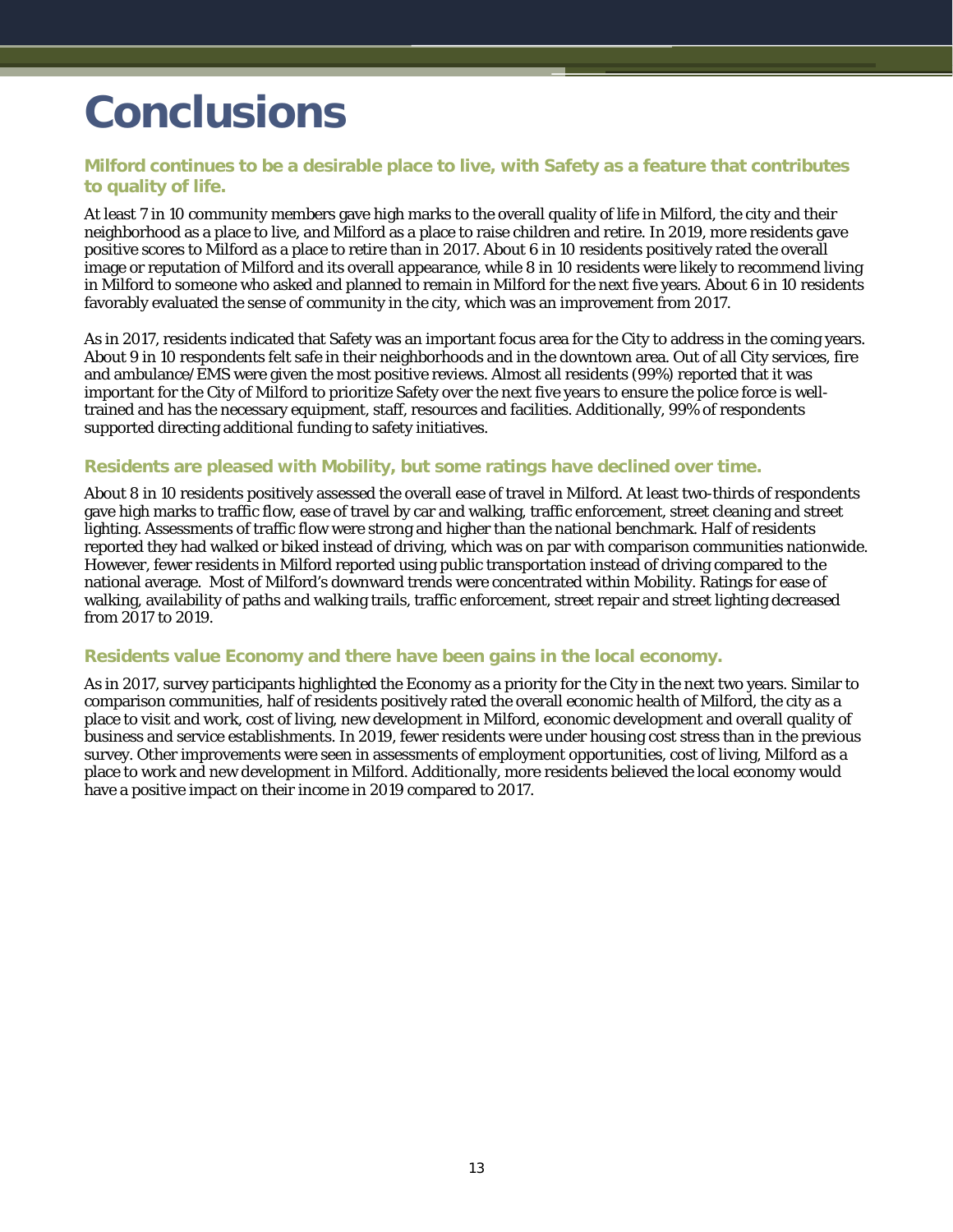# Conclusions

### Milford continues to be a desirable place to live, with Safety as a feature that contributes to quality of life.

At least 7 in 10 community members gave high marks to the overall quality of life in Milford, the city and their neighborhood as a place to live, and Milford as a place to raise children and retire. In 2019, more residents gave positive scores to Milford as a place to retire than in 2017. About 6 in 10 residents positively rated the overall image or reputation of Milford and its overall appearance, while 8 in 10 residents were likely to recommend living in Milford to someone who asked and planned to remain in Milford for the next five years. About 6 in 10 residents favorably evaluated the sense of community in the city, which was an improvement from 2017.

As in 2017, residents indicated that Safety was an important focus area for the City to address in the coming years. About 9 in 10 respondents felt safe in their neighborhoods and in the downtown area. Out of all City services, fire and ambulance/EMS were given the most positive reviews. Almost all residents (99%) reported that it was important for the City of Milford to prioritize Safety over the next five years to ensure the police force is well-trained and has the necessary equipment, staff, resources and facilities. Additionally, 99% of respondents supported directing additional funding to safety initiatives.

### Residents are pleased with Mobility, but some ratings have declined over time.

About 8 in 10 residents positively assessed the overall ease of travel in Milford. At least two-thirds of respondents gave high marks to traffic flow, ease of travel by car and walking, traffic enforcement, street cleaning and street lighting. Assessments of traffic flow were strong and higher than the national benchmark. Half of residents reported they had walked or biked instead of driving, which was on par with comparison communities nationwide. However, fewer residents in Milford reported using public transportation instead of driving compared to the national average. Most of Milford's downward trends were concentrated within Mobility. Ratings for ease of walking, availability of paths and walking trails, traffic enforcement, street repair and street lighting decreased from 2017 to 2019.

### Residents value Economy and there have been gains in the local economy.

As in 2017, survey participants highlighted the Economy as a priority for the City in the next two years. Similar to comparison communities, half of residents positively rated the overall economic health of Milford, the city as a place to visit and work, cost of living, new development in Milford, economic development and overall quality of business and service establishments. In 2019, fewer residents were under housing cost stress than in the previous survey. Other improvements were seen in assessments of employment opportunities, cost of living, Milford as a place to work and new development in Milford. Additionally, more residents believed the local economy would have a positive impact on their income in 2019 compared to 2017.